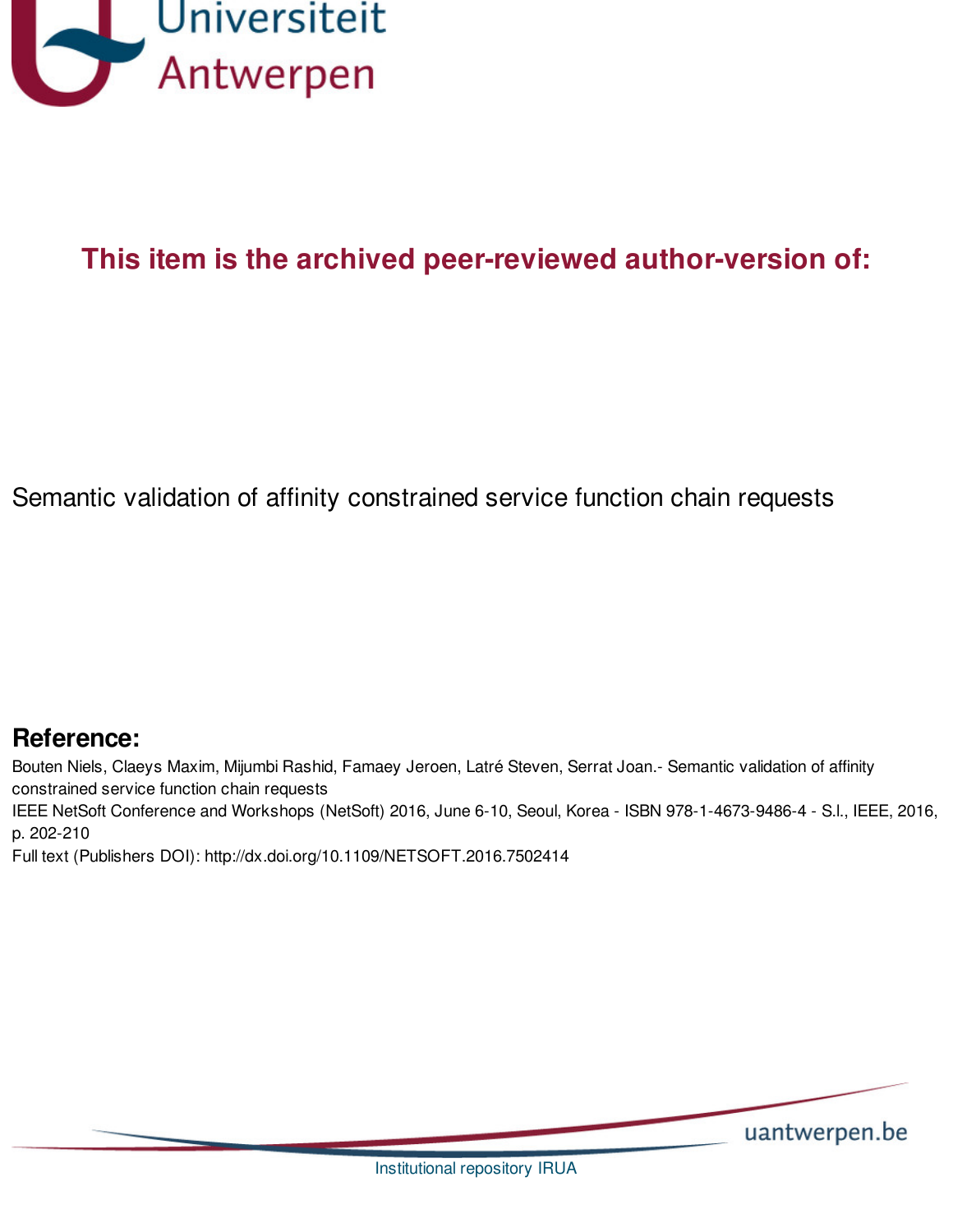Universiteit Antwerpen

**This item is the archived peer-reviewed author-version of:**

Semantic validation of affinity constrained service function chain requests

## Reference:

Bouten Niels, Claeys Maxim, Mijumbi Rashid, Famaey Jeroen, Latré Steven, Serrat Joan.- Semantic validation of affinity constrained service function chain requests
IEEE NetSoft Conference and Workshops (NetSoft) 2016, June 6-10, Seoul, Korea - ISBN 978-1-4673-9486-4 - S.l., IEEE, 2016, p. 202-210
Full text (Publishers DOI): http://dx.doi.org/10.1109/NETSOFT.2016.7502414

uantwerpen.be

Institutional repository IRUA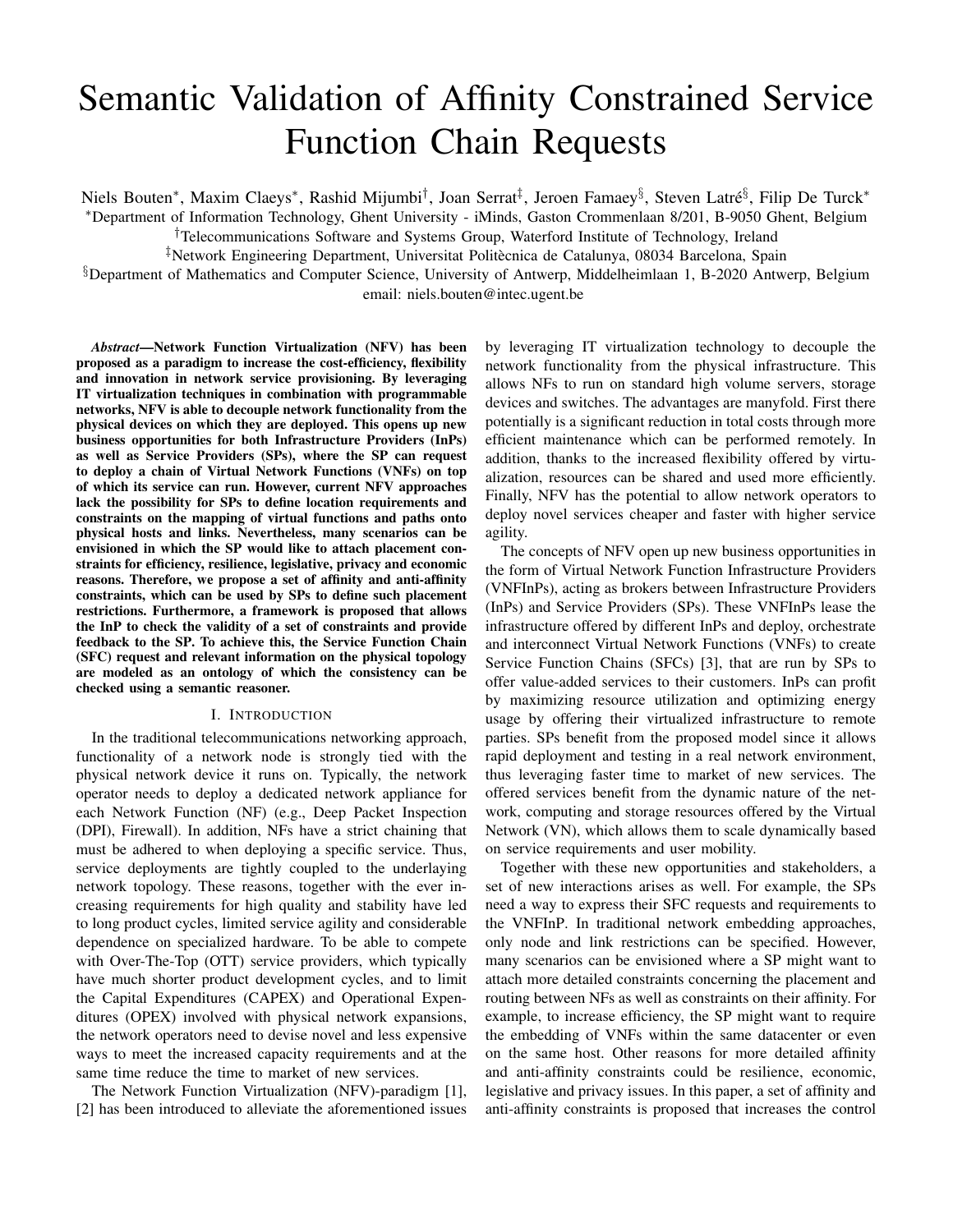# Semantic Validation of Affinity Constrained Service Function Chain Requests

Niels Bouten*, Maxim Claeys*, Rashid Mijumbi†, Joan Serrat‡, Jeroen Famaey§, Steven Latré§, Filip De Turck*

*Department of Information Technology, Ghent University - iMinds, Gaston Crommenlaan 8/201, B-9050 Ghent, Belgium

†Telecommunications Software and Systems Group, Waterford Institute of Technology, Ireland

‡Network Engineering Department, Universitat Politècnica de Catalunya, 08034 Barcelona, Spain

§Department of Mathematics and Computer Science, University of Antwerp, Middelheimlaan 1, B-2020 Antwerp, Belgium

email: niels.bouten@intec.ugent.be

***Abstract*—Network Function Virtualization (NFV) has been proposed as a paradigm to increase the cost-efficiency, flexibility and innovation in network service provisioning. By leveraging IT virtualization techniques in combination with programmable networks, NFV is able to decouple network functionality from the physical devices on which they are deployed. This opens up new business opportunities for both Infrastructure Providers (InPs) as well as Service Providers (SPs), where the SP can request to deploy a chain of Virtual Network Functions (VNFs) on top of which its service can run. However, current NFV approaches lack the possibility for SPs to define location requirements and constraints on the mapping of virtual functions and paths onto physical hosts and links. Nevertheless, many scenarios can be envisioned in which the SP would like to attach placement constraints for efficiency, resilience, legislative, privacy and economic reasons. Therefore, we propose a set of affinity and anti-affinity constraints, which can be used by SPs to define such placement restrictions. Furthermore, a framework is proposed that allows the InP to check the validity of a set of constraints and provide feedback to the SP. To achieve this, the Service Function Chain (SFC) request and relevant information on the physical topology are modeled as an ontology of which the consistency can be checked using a semantic reasoner.**

## I. Introduction

In the traditional telecommunications networking approach, functionality of a network node is strongly tied with the physical network device it runs on. Typically, the network operator needs to deploy a dedicated network appliance for each Network Function (NF) (e.g., Deep Packet Inspection (DPI), Firewall). In addition, NFs have a strict chaining that must be adhered to when deploying a specific service. Thus, service deployments are tightly coupled to the underlaying network topology. These reasons, together with the ever increasing requirements for high quality and stability have led to long product cycles, limited service agility and considerable dependence on specialized hardware. To be able to compete with Over-The-Top (OTT) service providers, which typically have much shorter product development cycles, and to limit the Capital Expenditures (CAPEX) and Operational Expenditures (OPEX) involved with physical network expansions, the network operators need to devise novel and less expensive ways to meet the increased capacity requirements and at the same time reduce the time to market of new services.

The Network Function Virtualization (NFV)-paradigm [1], [2] has been introduced to alleviate the aforementioned issues by leveraging IT virtualization technology to decouple the network functionality from the physical infrastructure. This allows NFs to run on standard high volume servers, storage devices and switches. The advantages are manyfold. First there potentially is a significant reduction in total costs through more efficient maintenance which can be performed remotely. In addition, thanks to the increased flexibility offered by virtualization, resources can be shared and used more efficiently. Finally, NFV has the potential to allow network operators to deploy novel services cheaper and faster with higher service agility.

The concepts of NFV open up new business opportunities in the form of Virtual Network Function Infrastructure Providers (VNFInPs), acting as brokers between Infrastructure Providers (InPs) and Service Providers (SPs). These VNFInPs lease the infrastructure offered by different InPs and deploy, orchestrate and interconnect Virtual Network Functions (VNFs) to create Service Function Chains (SFCs) [3], that are run by SPs to offer value-added services to their customers. InPs can profit by maximizing resource utilization and optimizing energy usage by offering their virtualized infrastructure to remote parties. SPs benefit from the proposed model since it allows rapid deployment and testing in a real network environment, thus leveraging faster time to market of new services. The offered services benefit from the dynamic nature of the network, computing and storage resources offered by the Virtual Network (VN), which allows them to scale dynamically based on service requirements and user mobility.

Together with these new opportunities and stakeholders, a set of new interactions arises as well. For example, the SPs need a way to express their SFC requests and requirements to the VNFInP. In traditional network embedding approaches, only node and link restrictions can be specified. However, many scenarios can be envisioned where a SP might want to attach more detailed constraints concerning the placement and routing between NFs as well as constraints on their affinity. For example, to increase efficiency, the SP might want to require the embedding of VNFs within the same datacenter or even on the same host. Other reasons for more detailed affinity and anti-affinity constraints could be resilience, economic, legislative and privacy issues. In this paper, a set of affinity and anti-affinity constraints is proposed that increases the control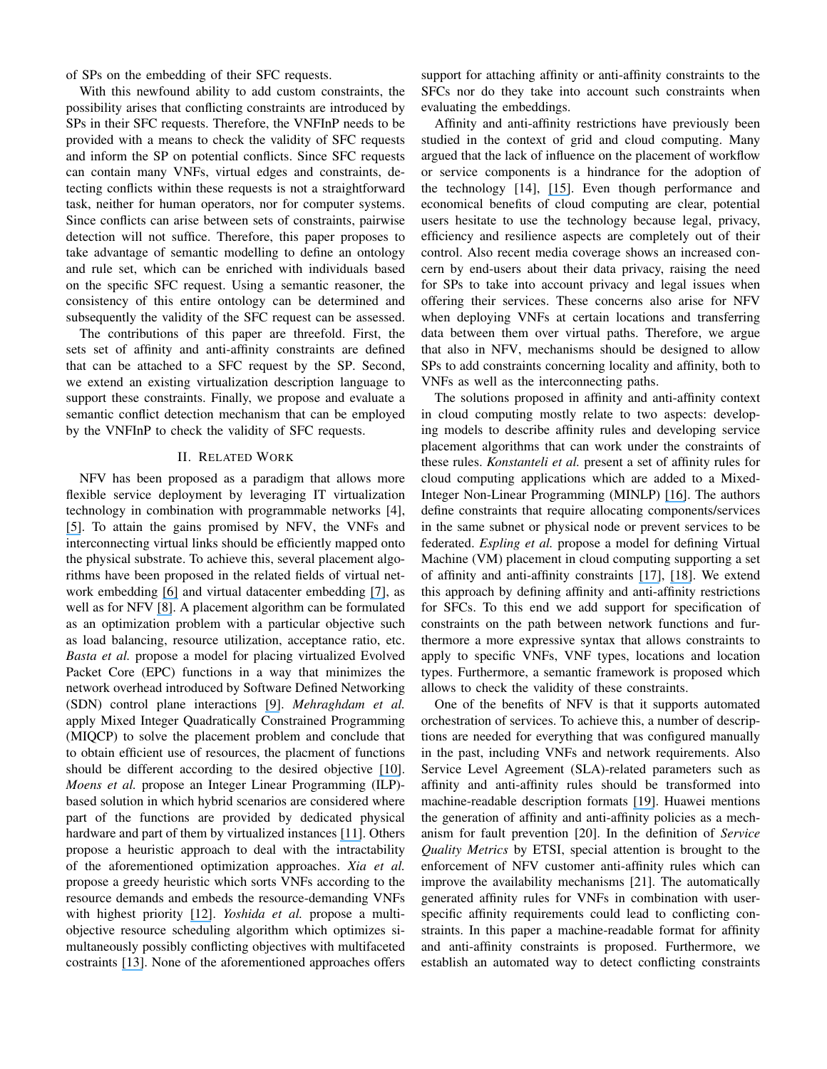of SPs on the embedding of their SFC requests.

With this newfound ability to add custom constraints, the possibility arises that conflicting constraints are introduced by SPs in their SFC requests. Therefore, the VNFInP needs to be provided with a means to check the validity of SFC requests and inform the SP on potential conflicts. Since SFC requests can contain many VNFs, virtual edges and constraints, detecting conflicts within these requests is not a straightforward task, neither for human operators, nor for computer systems. Since conflicts can arise between sets of constraints, pairwise detection will not suffice. Therefore, this paper proposes to take advantage of semantic modelling to define an ontology and rule set, which can be enriched with individuals based on the specific SFC request. Using a semantic reasoner, the consistency of this entire ontology can be determined and subsequently the validity of the SFC request can be assessed.

The contributions of this paper are threefold. First, the sets set of affinity and anti-affinity constraints are defined that can be attached to a SFC request by the SP. Second, we extend an existing virtualization description language to support these constraints. Finally, we propose and evaluate a semantic conflict detection mechanism that can be employed by the VNFInP to check the validity of SFC requests.

## II. Related Work

NFV has been proposed as a paradigm that allows more flexible service deployment by leveraging IT virtualization technology in combination with programmable networks [4], [5]. To attain the gains promised by NFV, the VNFs and interconnecting virtual links should be efficiently mapped onto the physical substrate. To achieve this, several placement algorithms have been proposed in the related fields of virtual network embedding [6] and virtual datacenter embedding [7], as well as for NFV [8]. A placement algorithm can be formulated as an optimization problem with a particular objective such as load balancing, resource utilization, acceptance ratio, etc. *Basta et al.* propose a model for placing virtualized Evolved Packet Core (EPC) functions in a way that minimizes the network overhead introduced by Software Defined Networking (SDN) control plane interactions [9]. *Mehraghdam et al.* apply Mixed Integer Quadratically Constrained Programming (MIQCP) to solve the placement problem and conclude that to obtain efficient use of resources, the placment of functions should be different according to the desired objective [10]. *Moens et al.* propose an Integer Linear Programming (ILP)-based solution in which hybrid scenarios are considered where part of the functions are provided by dedicated physical hardware and part of them by virtualized instances [11]. Others propose a heuristic approach to deal with the intractability of the aforementioned optimization approaches. *Xia et al.* propose a greedy heuristic which sorts VNFs according to the resource demands and embeds the resource-demanding VNFs with highest priority [12]. *Yoshida et al.* propose a multi-objective resource scheduling algorithm which optimizes simultaneously possibly conflicting objectives with multifaceted costraints [13]. None of the aforementioned approaches offers support for attaching affinity or anti-affinity constraints to the SFCs nor do they take into account such constraints when evaluating the embeddings.

Affinity and anti-affinity restrictions have previously been studied in the context of grid and cloud computing. Many argued that the lack of influence on the placement of workflow or service components is a hindrance for the adoption of the technology [14], [15]. Even though performance and economical benefits of cloud computing are clear, potential users hesitate to use the technology because legal, privacy, efficiency and resilience aspects are completely out of their control. Also recent media coverage shows an increased concern by end-users about their data privacy, raising the need for SPs to take into account privacy and legal issues when offering their services. These concerns also arise for NFV when deploying VNFs at certain locations and transferring data between them over virtual paths. Therefore, we argue that also in NFV, mechanisms should be designed to allow SPs to add constraints concerning locality and affinity, both to VNFs as well as the interconnecting paths.

The solutions proposed in affinity and anti-affinity context in cloud computing mostly relate to two aspects: developing models to describe affinity rules and developing service placement algorithms that can work under the constraints of these rules. *Konstanteli et al.* present a set of affinity rules for cloud computing applications which are added to a Mixed-Integer Non-Linear Programming (MINLP) [16]. The authors define constraints that require allocating components/services in the same subnet or physical node or prevent services to be federated. *Espling et al.* propose a model for defining Virtual Machine (VM) placement in cloud computing supporting a set of affinity and anti-affinity constraints [17], [18]. We extend this approach by defining affinity and anti-affinity restrictions for SFCs. To this end we add support for specification of constraints on the path between network functions and furthermore a more expressive syntax that allows constraints to apply to specific VNFs, VNF types, locations and location types. Furthermore, a semantic framework is proposed which allows to check the validity of these constraints.

One of the benefits of NFV is that it supports automated orchestration of services. To achieve this, a number of descriptions are needed for everything that was configured manually in the past, including VNFs and network requirements. Also Service Level Agreement (SLA)-related parameters such as affinity and anti-affinity rules should be transformed into machine-readable description formats [19]. Huawei mentions the generation of affinity and anti-affinity policies as a mechanism for fault prevention [20]. In the definition of *Service Quality Metrics* by ETSI, special attention is brought to the enforcement of NFV customer anti-affinity rules which can improve the availability mechanisms [21]. The automatically generated affinity rules for VNFs in combination with user-specific affinity requirements could lead to conflicting constraints. In this paper a machine-readable format for affinity and anti-affinity constraints is proposed. Furthermore, we establish an automated way to detect conflicting constraints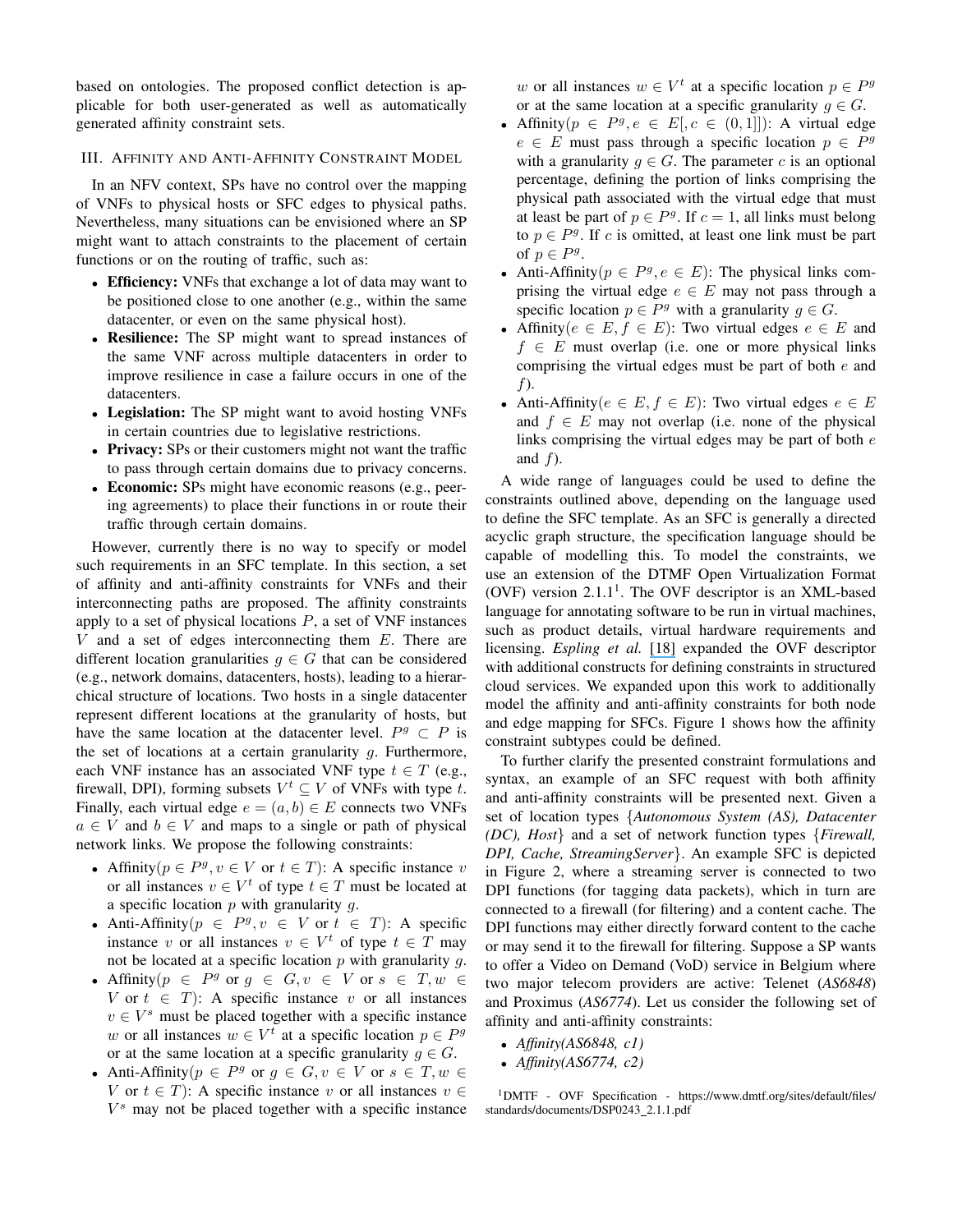based on ontologies. The proposed conflict detection is applicable for both user-generated as well as automatically generated affinity constraint sets.

## III. Affinity and Anti-Affinity Constraint Model

In an NFV context, SPs have no control over the mapping of VNFs to physical hosts or SFC edges to physical paths. Nevertheless, many situations can be envisioned where an SP might want to attach constraints to the placement of certain functions or on the routing of traffic, such as:

- **Efficiency:** VNFs that exchange a lot of data may want to be positioned close to one another (e.g., within the same datacenter, or even on the same physical host).
- **Resilience:** The SP might want to spread instances of the same VNF across multiple datacenters in order to improve resilience in case a failure occurs in one of the datacenters.
- **Legislation:** The SP might want to avoid hosting VNFs in certain countries due to legislative restrictions.
- **Privacy:** SPs or their customers might not want the traffic to pass through certain domains due to privacy concerns.
- **Economic:** SPs might have economic reasons (e.g., peering agreements) to place their functions in or route their traffic through certain domains.

However, currently there is no way to specify or model such requirements in an SFC template. In this section, a set of affinity and anti-affinity constraints for VNFs and their interconnecting paths are proposed. The affinity constraints apply to a set of physical locations $P$, a set of VNF instances $V$ and a set of edges interconnecting them $E$. There are different location granularities $g \in G$ that can be considered (e.g., network domains, datacenters, hosts), leading to a hierarchical structure of locations. Two hosts in a single datacenter represent different locations at the granularity of hosts, but have the same location at the datacenter level. $P^g \subset P$ is the set of locations at a certain granularity $g$. Furthermore, each VNF instance has an associated VNF type $t \in T$ (e.g., firewall, DPI), forming subsets $V^t \subseteq V$ of VNFs with type $t$. Finally, each virtual edge $e = (a, b) \in E$ connects two VNFs $a \in V$ and $b \in V$ and maps to a single or path of physical network links. We propose the following constraints:

- Affinity($p \in P^g, v \in V$ or $t \in T$): A specific instance $v$ or all instances $v \in V^t$ of type $t \in T$ must be located at a specific location $p$ with granularity $g$.
- Anti-Affinity($p \in P^g, v \in V$ or $t \in T$): A specific instance $v$ or all instances $v \in V^t$ of type $t \in T$ may not be located at a specific location $p$ with granularity $g$.
- Affinity($p \in P^g$ or $g \in G, v \in V$ or $s \in T, w \in V$ or $t \in T$): A specific instance $v$ or all instances $v \in V^s$ must be placed together with a specific instance $w$ or all instances $w \in V^t$ at a specific location $p \in P^g$ or at the same location at a specific granularity $g \in G$.
- Anti-Affinity($p \in P^g$ or $g \in G, v \in V$ or $s \in T, w \in V$ or $t \in T$): A specific instance $v$ or all instances $v \in V^s$ may not be placed together with a specific instance $w$ or all instances $w \in V^t$ at a specific location $p \in P^g$ or at the same location at a specific granularity $g \in G$.
- Affinity($p \in P^g, e \in E[, c \in (0, 1]]$): A virtual edge $e \in E$ must pass through a specific location $p \in P^g$ with a granularity $g \in G$. The parameter $c$ is an optional percentage, defining the portion of links comprising the physical path associated with the virtual edge that must at least be part of $p \in P^g$. If $c = 1$, all links must belong to $p \in P^g$. If $c$ is omitted, at least one link must be part of $p \in P^g$.
- Anti-Affinity($p \in P^g, e \in E$): The physical links comprising the virtual edge $e \in E$ may not pass through a specific location $p \in P^g$ with a granularity $g \in G$.
- Affinity($e \in E, f \in E$): Two virtual edges $e \in E$ and $f \in E$ must overlap (i.e. one or more physical links comprising the virtual edges must be part of both $e$ and $f$).
- Anti-Affinity($e \in E, f \in E$): Two virtual edges $e \in E$ and $f \in E$ may not overlap (i.e. none of the physical links comprising the virtual edges may be part of both $e$ and $f$).

A wide range of languages could be used to define the constraints outlined above, depending on the language used to define the SFC template. As an SFC is generally a directed acyclic graph structure, the specification language should be capable of modelling this. To model the constraints, we use an extension of the DTMF Open Virtualization Format (OVF) version 2.1.1[1]. The OVF descriptor is an XML-based language for annotating software to be run in virtual machines, such as product details, virtual hardware requirements and licensing. *Espling et al.* [18] expanded the OVF descriptor with additional constructs for defining constraints in structured cloud services. We expanded upon this work to additionally model the affinity and anti-affinity constraints for both node and edge mapping for SFCs. Figure 1 shows how the affinity constraint subtypes could be defined.

To further clarify the presented constraint formulations and syntax, an example of an SFC request with both affinity and anti-affinity constraints will be presented next. Given a set of location types {*Autonomous System (AS), Datacenter (DC), Host*} and a set of network function types {*Firewall, DPI, Cache, StreamingServer*}. An example SFC is depicted in Figure 2, where a streaming server is connected to two DPI functions (for tagging data packets), which in turn are connected to a firewall (for filtering) and a content cache. The DPI functions may either directly forward content to the cache or may send it to the firewall for filtering. Suppose a SP wants to offer a Video on Demand (VoD) service in Belgium where two major telecom providers are active: Telenet (*AS6848*) and Proximus (*AS6774*). Let us consider the following set of affinity and anti-affinity constraints:

- *Affinity(AS6848, c1)*
- *Affinity(AS6774, c2)*

[1] DMTF - OVF Specification - https://www.dmtf.org/sites/default/files/standards/documents/DSP0243_2.1.1.pdf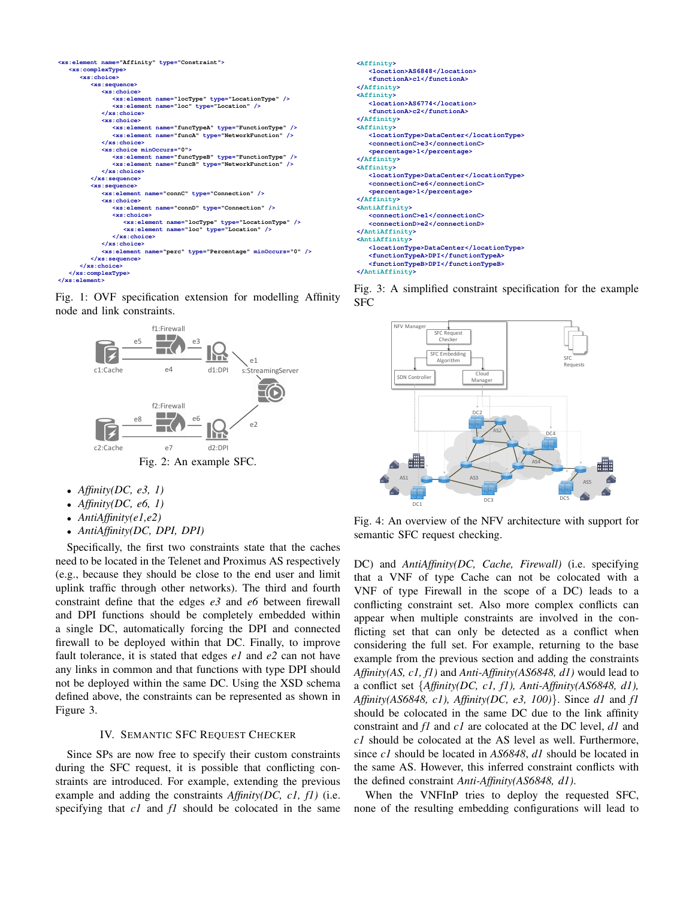```
<xs:element name="Affinity" type="Constraint">
  <xs:complexType>
    <xs:choice>
      <xs:sequence>
        <xs:choice>
          <xs:element name="locType" type="LocationType" />
          <xs:element name="loc" type="Location" />
        </xs:choice>
        <xs:choice>
          <xs:element name="funcTypeA" type="FunctionType" />
          <xs:element name="funcA" type="NetworkFunction" />
        </xs:choice>
        <xs:choice minOccurs="0">
          <xs:element name="funcTypeB" type="FunctionType" />
          <xs:element name="funcB" type="NetworkFunction" />
        </xs:choice>
      </xs:sequence>
      <xs:sequence>
        <xs:element name="connC" type="Connection" />
        <xs:choice>
          <xs:element name="connD" type="Connection" />
          <xs:choice>
            <xs:element name="locType" type="LocationType" />
            <xs:element name="loc" type="Location" />
          </xs:choice>
        </xs:choice>
        <xs:element name="perc" type="Percentage" minOccurs="0" />
      </xs:sequence>
    </xs:choice>
  </xs:complexType>
</xs:element>
```

Fig. 1: OVF specification extension for modelling Affinity node and link constraints.

Fig. 2: An example SFC.

- *Affinity(DC, e3, 1)*
- *Affinity(DC, e6, 1)*
- *AntiAffinity(e1,e2)*
- *AntiAffinity(DC, DPI, DPI)*

Specifically, the first two constraints state that the caches need to be located in the Telenet and Proximus AS respectively (e.g., because they should be close to the end user and limit uplink traffic through other networks). The third and fourth constraint define that the edges *e3* and *e6* between firewall and DPI functions should be completely embedded within a single DC, automatically forcing the DPI and connected firewall to be deployed within that DC. Finally, to improve fault tolerance, it is stated that edges *e1* and *e2* can not have any links in common and that functions with type DPI should not be deployed within the same DC. Using the XSD schema defined above, the constraints can be represented as shown in Figure 3.

## IV. Semantic SFC Request Checker

Since SPs are now free to specify their custom constraints during the SFC request, it is possible that conflicting constraints are introduced. For example, extending the previous example and adding the constraints *Affinity(DC, c1, f1)* (i.e. specifying that *c1* and *f1* should be colocated in the same DC) and *AntiAffinity(DC, Cache, Firewall)* (i.e. specifying that a VNF of type Cache can not be colocated with a VNF of type Firewall in the scope of a DC) leads to a conflicting constraint set. Also more complex conflicts can appear when multiple constraints are involved in the conflicting set that can only be detected as a conflict when considering the full set. For example, returning to the base example from the previous section and adding the constraints *Affinity(AS, c1, f1)* and *Anti-Affinity(AS6848, d1)* would lead to a conflict set {*Affinity(DC, c1, f1), Anti-Affinity(AS6848, d1), Affinity(AS6848, c1), Affinity(DC, e3, 100)*}. Since *d1* and *f1* should be colocated in the same DC due to the link affinity constraint and *f1* and *c1* are colocated at the DC level, *d1* and *c1* should be colocated at the AS level as well. Furthermore, since *c1* should be located in *AS6848*, *d1* should be located in the same AS. However, this inferred constraint conflicts with the defined constraint *Anti-Affinity(AS6848, d1)*.

When the VNFInP tries to deploy the requested SFC, none of the resulting embedding configurations will lead to

```
<Affinity>
  <location>AS6848</location>
  <functionA>c1</functionA>
</Affinity>
<Affinity>
  <location>AS6774</location>
  <functionA>c2</functionA>
</Affinity>
<Affinity>
  <locationType>DataCenter</locationType>
  <connectionC>e3</connectionC>
  <percentage>1</percentage>
</Affinity>
<Affinity>
  <locationType>DataCenter</locationType>
  <connectionC>e6</connectionC>
  <percentage>1</percentage>
</Affinity>
<AntiAffinity>
  <connectionC>e1</connectionC>
  <connectionD>e2</connectionD>
</AntiAffinity>
<AntiAffinity>
  <locationType>DataCenter</locationType>
  <functionTypeA>DPI</functionTypeA>
  <functionTypeB>DPI</functionTypeB>
</AntiAffinity>
```

Fig. 3: A simplified constraint specification for the example SFC

Fig. 4: An overview of the NFV architecture with support for semantic SFC request checking.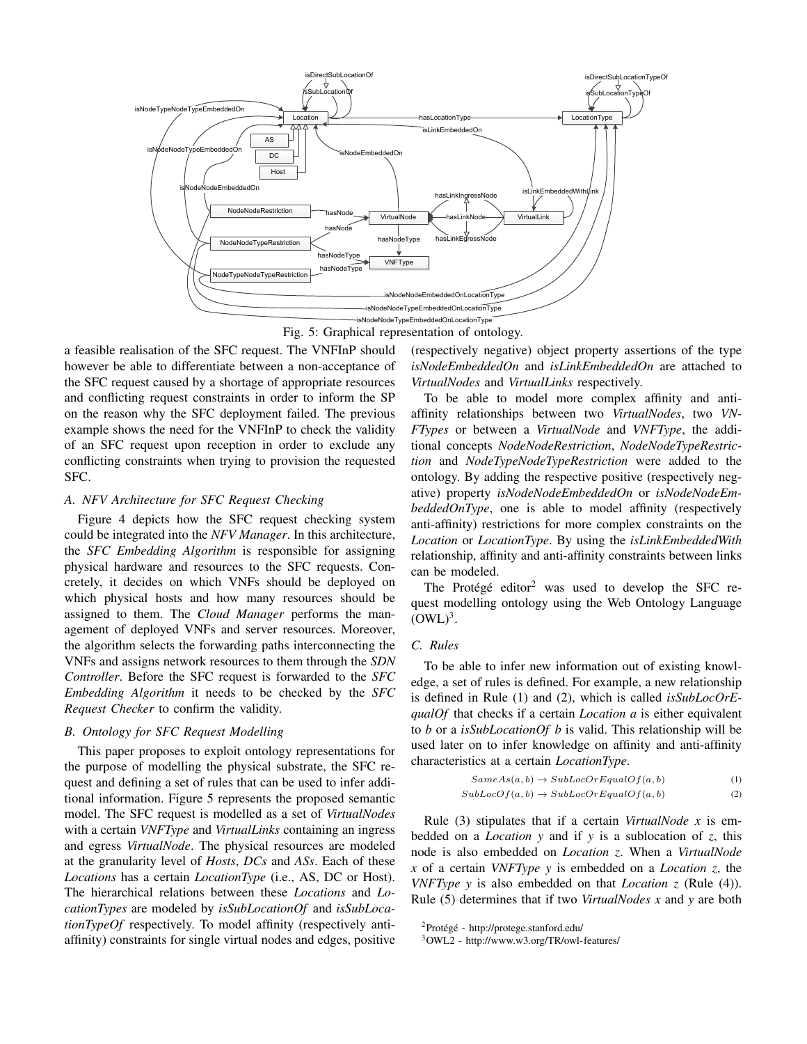Fig. 5: Graphical representation of ontology.

a feasible realisation of the SFC request. The VNFInP should however be able to differentiate between a non-acceptance of the SFC request caused by a shortage of appropriate resources and conflicting request constraints in order to inform the SP on the reason why the SFC deployment failed. The previous example shows the need for the VNFInP to check the validity of an SFC request upon reception in order to exclude any conflicting constraints when trying to provision the requested SFC.

### A. NFV Architecture for SFC Request Checking

Figure 4 depicts how the SFC request checking system could be integrated into the *NFV Manager*. In this architecture, the *SFC Embedding Algorithm* is responsible for assigning physical hardware and resources to the SFC requests. Concretely, it decides on which VNFs should be deployed on which physical hosts and how many resources should be assigned to them. The *Cloud Manager* performs the management of deployed VNFs and server resources. Moreover, the algorithm selects the forwarding paths interconnecting the VNFs and assigns network resources to them through the *SDN Controller*. Before the SFC request is forwarded to the *SFC Embedding Algorithm* it needs to be checked by the *SFC Request Checker* to confirm the validity.

### B. Ontology for SFC Request Modelling

This paper proposes to exploit ontology representations for the purpose of modelling the physical substrate, the SFC request and defining a set of rules that can be used to infer additional information. Figure 5 represents the proposed semantic model. The SFC request is modelled as a set of *VirtualNodes* with a certain *VNFType* and *VirtualLinks* containing an ingress and egress *VirtualNode*. The physical resources are modeled at the granularity level of *Hosts*, *DCs* and *ASs*. Each of these *Locations* has a certain *LocationType* (i.e., AS, DC or Host). The hierarchical relations between these *Locations* and *LocationTypes* are modeled by *isSubLocationOf* and *isSubLocationTypeOf* respectively. To model affinity (respectively anti-affinity) constraints for single virtual nodes and edges, positive (respectively negative) object property assertions of the type *isNodeEmbeddedOn* and *isLinkEmbeddedOn* are attached to *VirtualNodes* and *VirtualLinks* respectively.

To be able to model more complex affinity and anti-affinity relationships between two *VirtualNodes*, two *VNFTypes* or between a *VirtualNode* and *VNFType*, the additional concepts *NodeNodeRestriction*, *NodeNodeTypeRestriction* and *NodeTypeNodeTypeRestriction* were added to the ontology. By adding the respective positive (respectively negative) property *isNodeNodeEmbeddedOn* or *isNodeNodeEmbeddedOnType*, one is able to model affinity (respectively anti-affinity) restrictions for more complex constraints on the *Location* or *LocationType*. By using the *isLinkEmbeddedWith* relationship, affinity and anti-affinity constraints between links can be modeled.

The Protégé editor[2] was used to develop the SFC request modelling ontology using the Web Ontology Language (OWL)[3].

### C. Rules

To be able to infer new information out of existing knowledge, a set of rules is defined. For example, a new relationship is defined in Rule (1) and (2), which is called *isSubLocOrEqualOf* that checks if a certain *Location a* is either equivalent to *b* or a *isSubLocationOf b* is valid. This relationship will be used later on to infer knowledge on affinity and anti-affinity characteristics at a certain *LocationType*.

$$SameAs(a, b) \rightarrow SubLocOrEqualOf(a, b) \quad (1)$$

$$SubLocOf(a, b) \rightarrow SubLocOrEqualOf(a, b) \quad (2)$$

Rule (3) stipulates that if a certain *VirtualNode x* is embedded on a *Location y* and if *y* is a sublocation of *z*, this node is also embedded on *Location z*. When a *VirtualNode x* of a certain *VNFType y* is embedded on a *Location z*, the *VNFType y* is also embedded on that *Location z* (Rule (4)). Rule (5) determines that if two *VirtualNodes x* and *y* are both

[2] Protégé - http://protege.stanford.edu/

[3] OWL2 - http://www.w3.org/TR/owl-features/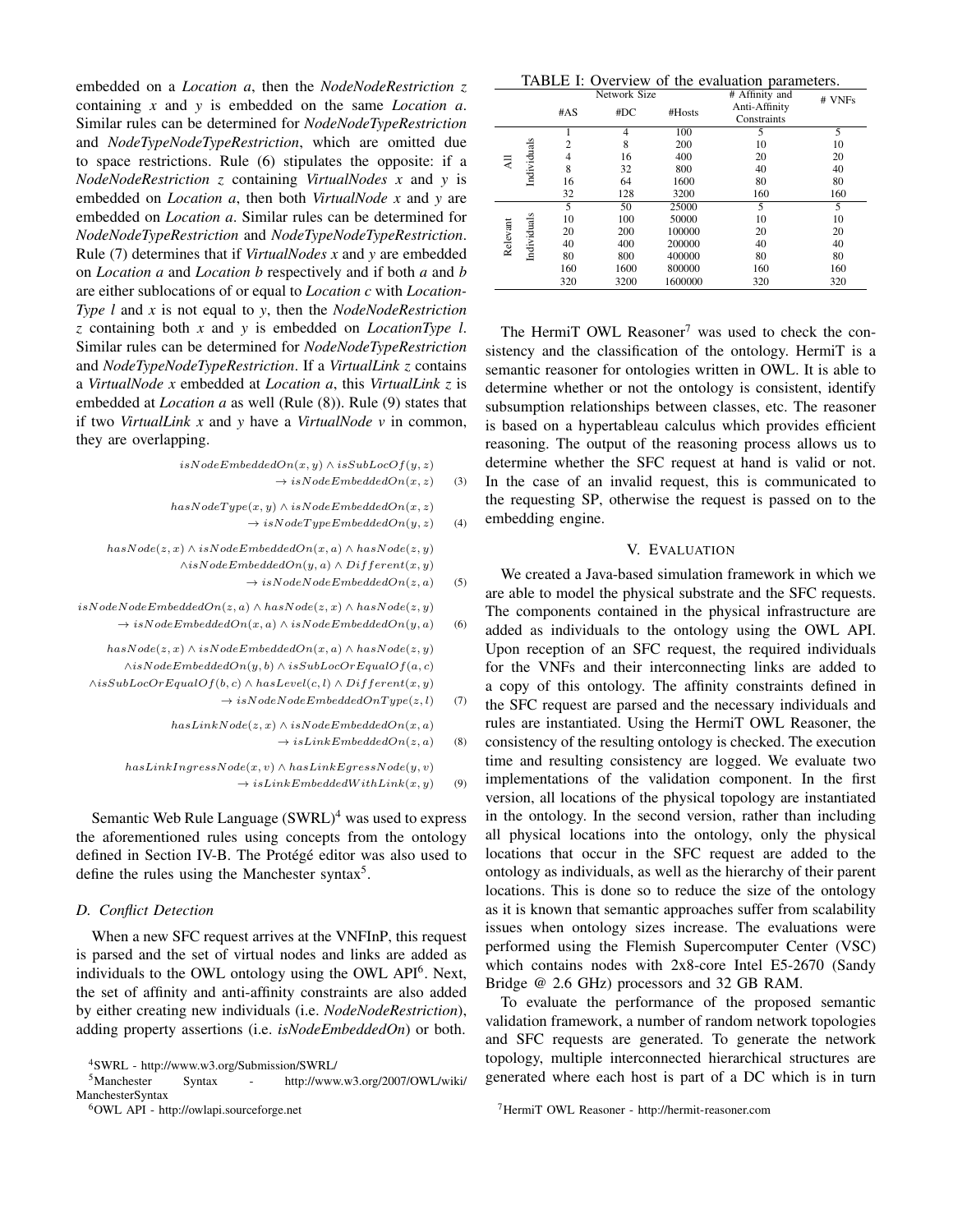embedded on a *Location a*, then the *NodeNodeRestriction z* containing *x* and *y* is embedded on the same *Location a*. Similar rules can be determined for *NodeNodeTypeRestriction* and *NodeTypeNodeTypeRestriction*, which are omitted due to space restrictions. Rule (6) stipulates the opposite: if a *NodeNodeRestriction z* containing *VirtualNodes x* and *y* is embedded on *Location a*, then both *VirtualNode x* and *y* are embedded on *Location a*. Similar rules can be determined for *NodeNodeTypeRestriction* and *NodeTypeNodeTypeRestriction*. Rule (7) determines that if *VirtualNodes x* and *y* are embedded on *Location a* and *Location b* respectively and if both *a* and *b* are either sublocations of or equal to *Location c* with *LocationType l* and *x* is not equal to *y*, then the *NodeNodeRestriction z* containing both *x* and *y* is embedded on *LocationType l*. Similar rules can be determined for *NodeNodeTypeRestriction* and *NodeTypeNodeTypeRestriction*. If a *VirtualLink z* contains a *VirtualNode x* embedded at *Location a*, this *VirtualLink z* is embedded at *Location a* as well (Rule (8)). Rule (9) states that if two *VirtualLink x* and *y* have a *VirtualNode v* in common, they are overlapping.

$$isNodeEmbeddedOn(x, y) \wedge isSubLocOf(y, z) \rightarrow isNodeEmbeddedOn(x, z) \quad (3)$$

$$hasNodeType(x, y) \wedge isNodeEmbeddedOn(x, z) \rightarrow isNodeTypeEmbeddedOn(y, z) \quad (4)$$

$$hasNode(z, x) \wedge isNodeEmbeddedOn(x, a) \wedge hasNode(z, y) \wedge isNodeEmbeddedOn(y, a) \wedge Different(x, y) \rightarrow isNodeNodeEmbeddedOn(z, a) \quad (5)$$

$$isNodeNodeEmbeddedOn(z, a) \wedge hasNode(z, x) \wedge hasNode(z, y) \rightarrow isNodeEmbeddedOn(x, a) \wedge isNodeEmbeddedOn(y, a) \quad (6)$$

$$hasNode(z, x) \wedge isNodeEmbeddedOn(x, a) \wedge hasNode(z, y) \wedge isNodeEmbeddedOn(y, b) \wedge isSubLocOrEqualOf(a, c) \wedge isSubLocOrEqualOf(b, c) \wedge hasLevel(c, l) \wedge Different(x, y) \rightarrow isNodeNodeEmbeddedOnType(z, l) \quad (7)$$

$$hasLinkNode(z, x) \wedge isNodeEmbeddedOn(x, a) \rightarrow isLinkEmbeddedOn(z, a) \quad (8)$$

$$hasLinkIngressNode(x, v) \wedge hasLinkEgressNode(y, v) \rightarrow isLinkEmbeddedWithLink(x, y) \quad (9)$$

Semantic Web Rule Language (SWRL)[4] was used to express the aforementioned rules using concepts from the ontology defined in Section IV-B. The Protégé editor was also used to define the rules using the Manchester syntax[5].

### D. Conflict Detection

When a new SFC request arrives at the VNFInP, this request is parsed and the set of virtual nodes and links are added as individuals to the OWL ontology using the OWL API[6]. Next, the set of affinity and anti-affinity constraints are also added by either creating new individuals (i.e. *NodeNodeRestriction*), adding property assertions (i.e. *isNodeEmbeddedOn*) or both.

[4]SWRL - http://www.w3.org/Submission/SWRL/

[5]Manchester Syntax - http://www.w3.org/2007/OWL/wiki/ManchesterSyntax

[6]OWL API - http://owlapi.sourceforge.net

TABLE I: Overview of the evaluation parameters.

| | Network Size | | | # Affinity and Anti-Affinity Constraints | # VNFs |
|---|---|---|---|---|---|
| | #AS | #DC | #Hosts | | |
| All Individuals | 1 | 4 | 100 | 5 | 5 |
| | 2 | 8 | 200 | 10 | 10 |
| | 4 | 16 | 400 | 20 | 20 |
| | 8 | 32 | 800 | 40 | 40 |
| | 16 | 64 | 1600 | 80 | 80 |
| | 32 | 128 | 3200 | 160 | 160 |
| Relevant Individuals | 5 | 50 | 25000 | 5 | 5 |
| | 10 | 100 | 50000 | 10 | 10 |
| | 20 | 200 | 100000 | 20 | 20 |
| | 40 | 400 | 200000 | 40 | 40 |
| | 80 | 800 | 400000 | 80 | 80 |
| | 160 | 1600 | 800000 | 160 | 160 |
| | 320 | 3200 | 1600000 | 320 | 320 |

The HermiT OWL Reasoner[7] was used to check the consistency and the classification of the ontology. HermiT is a semantic reasoner for ontologies written in OWL. It is able to determine whether or not the ontology is consistent, identify subsumption relationships between classes, etc. The reasoner is based on a hypertableau calculus which provides efficient reasoning. The output of the reasoning process allows us to determine whether the SFC request at hand is valid or not. In the case of an invalid request, this is communicated to the requesting SP, otherwise the request is passed on to the embedding engine.

## V. Evaluation

We created a Java-based simulation framework in which we are able to model the physical substrate and the SFC requests. The components contained in the physical infrastructure are added as individuals to the ontology using the OWL API. Upon reception of an SFC request, the required individuals for the VNFs and their interconnecting links are added to a copy of this ontology. The affinity constraints defined in the SFC request are parsed and the necessary individuals and rules are instantiated. Using the HermiT OWL Reasoner, the consistency of the resulting ontology is checked. The execution time and resulting consistency are logged. We evaluate two implementations of the validation component. In the first version, all locations of the physical topology are instantiated in the ontology. In the second version, rather than including all physical locations into the ontology, only the physical locations that occur in the SFC request are added to the ontology as individuals, as well as the hierarchy of their parent locations. This is done so to reduce the size of the ontology as it is known that semantic approaches suffer from scalability issues when ontology sizes increase. The evaluations were performed using the Flemish Supercomputer Center (VSC) which contains nodes with 2x8-core Intel E5-2670 (Sandy Bridge @ 2.6 GHz) processors and 32 GB RAM.

To evaluate the performance of the proposed semantic validation framework, a number of random network topologies and SFC requests are generated. To generate the network topology, multiple interconnected hierarchical structures are generated where each host is part of a DC which is in turn

[7]HermiT OWL Reasoner - http://hermit-reasoner.com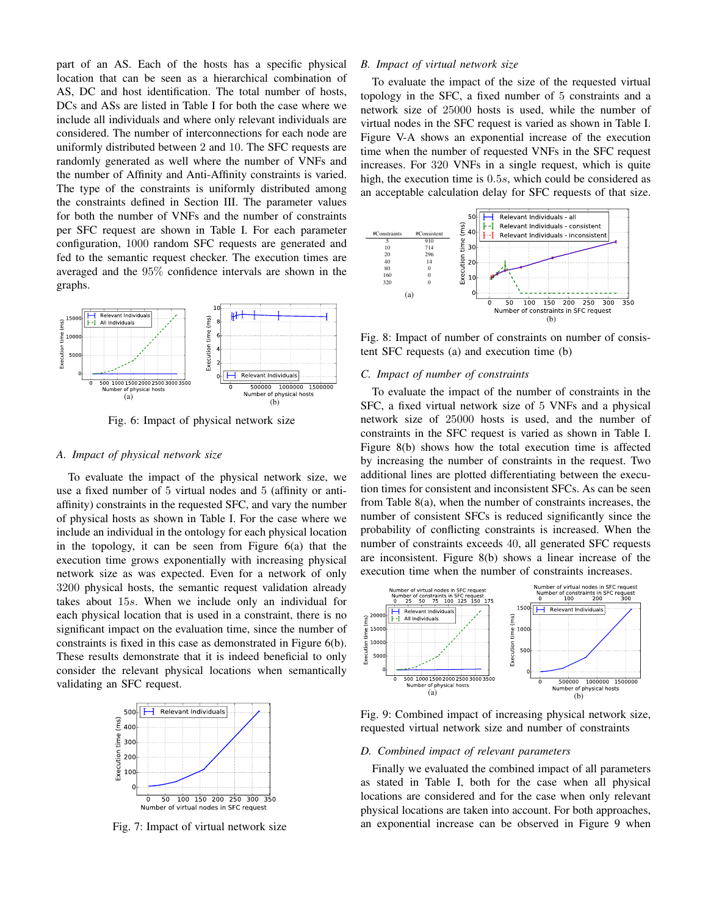part of an AS. Each of the hosts has a specific physical location that can be seen as a hierarchical combination of AS, DC and host identification. The total number of hosts, DCs and ASs are listed in Table I for both the case where we include all individuals and where only relevant individuals are considered. The number of interconnections for each node are uniformly distributed between 2 and 10. The SFC requests are randomly generated as well where the number of VNFs and the number of Affinity and Anti-Affinity constraints is varied. The type of the constraints is uniformly distributed among the constraints defined in Section III. The parameter values for both the number of VNFs and the number of constraints per SFC request are shown in Table I. For each parameter configuration, 1000 random SFC requests are generated and fed to the semantic request checker. The execution times are averaged and the 95% confidence intervals are shown in the graphs.

Fig. 6: Impact of physical network size

### A. *Impact of physical network size*

To evaluate the impact of the physical network size, we use a fixed number of 5 virtual nodes and 5 (affinity or anti-affinity) constraints in the requested SFC, and vary the number of physical hosts as shown in Table I. For the case where we include an individual in the ontology for each physical location in the topology, it can be seen from Figure 6(a) that the execution time grows exponentially with increasing physical network size as was expected. Even for a network of only 3200 physical hosts, the semantic request validation already takes about $15s$. When we include only an individual for each physical location that is used in a constraint, there is no significant impact on the evaluation time, since the number of constraints is fixed in this case as demonstrated in Figure 6(b). These results demonstrate that it is indeed beneficial to only consider the relevant physical locations when semantically validating an SFC request.

Fig. 7: Impact of virtual network size

### B. *Impact of virtual network size*

To evaluate the impact of the size of the requested virtual topology in the SFC, a fixed number of 5 constraints and a network size of 25000 hosts is used, while the number of virtual nodes in the SFC request is varied as shown in Table I. Figure V-A shows an exponential increase of the execution time when the number of requested VNFs in the SFC request increases. For 320 VNFs in a single request, which is quite high, the execution time is $0.5s$, which could be considered as an acceptable calculation delay for SFC requests of that size.

| #Constraints | #Consistent |
|---|---|
| 5 | 910 |
| 10 | 714 |
| 20 | 296 |
| 40 | 14 |
| 80 | 0 |
| 160 | 0 |
| 320 | 0 |

(a)

Fig. 8: Impact of number of constraints on number of consistent SFC requests (a) and execution time (b)

### C. *Impact of number of constraints*

To evaluate the impact of the number of constraints in the SFC, a fixed virtual network size of 5 VNFs and a physical network size of 25000 hosts is used, and the number of constraints in the SFC request is varied as shown in Table I. Figure 8(b) shows how the total execution time is affected by increasing the number of constraints in the request. Two additional lines are plotted differentiating between the execution times for consistent and inconsistent SFCs. As can be seen from Table 8(a), when the number of constraints increases, the number of consistent SFCs is reduced significantly since the probability of conflicting constraints is increased. When the number of constraints exceeds 40, all generated SFC requests are inconsistent. Figure 8(b) shows a linear increase of the execution time when the number of constraints increases.

Fig. 9: Combined impact of increasing physical network size, requested virtual network size and number of constraints

### D. *Combined impact of relevant parameters*

Finally we evaluated the combined impact of all parameters as stated in Table I, both for the case when all physical locations are considered and for the case when only relevant physical locations are taken into account. For both approaches, an exponential increase can be observed in Figure 9 when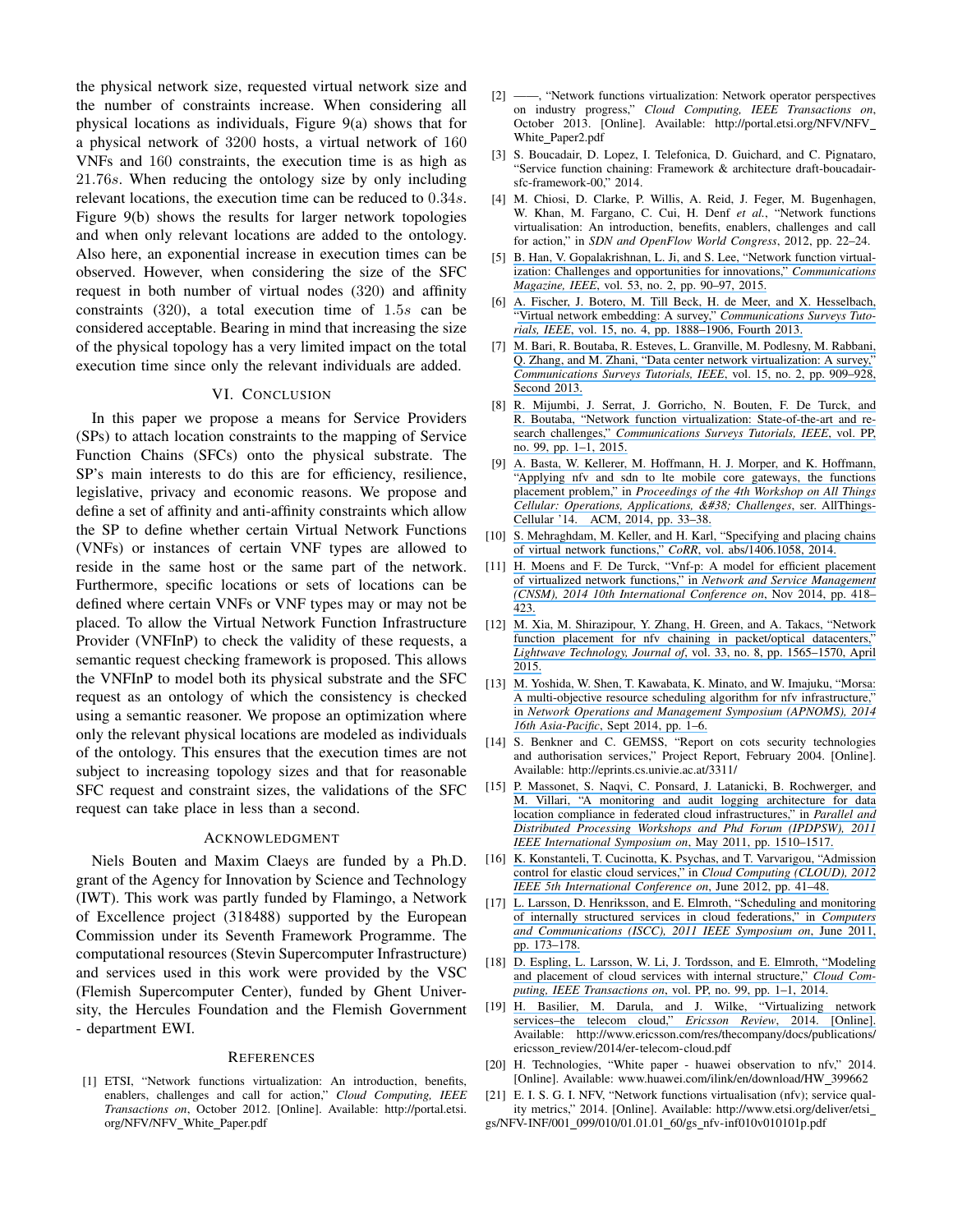the physical network size, requested virtual network size and the number of constraints increase. When considering all physical locations as individuals, Figure 9(a) shows that for a physical network of $3200$ hosts, a virtual network of $160$ VNFs and $160$ constraints, the execution time is as high as $21.76s$. When reducing the ontology size by only including relevant locations, the execution time can be reduced to $0.34s$. Figure 9(b) shows the results for larger network topologies and when only relevant locations are added to the ontology. Also here, an exponential increase in execution times can be observed. However, when considering the size of the SFC request in both number of virtual nodes ($320$) and affinity constraints ($320$), a total execution time of $1.5s$ can be considered acceptable. Bearing in mind that increasing the size of the physical topology has a very limited impact on the total execution time since only the relevant individuals are added.

## VI. Conclusion

In this paper we propose a means for Service Providers (SPs) to attach location constraints to the mapping of Service Function Chains (SFCs) onto the physical substrate. The SP's main interests to do this are for efficiency, resilience, legislative, privacy and economic reasons. We propose and define a set of affinity and anti-affinity constraints which allow the SP to define whether certain Virtual Network Functions (VNFs) or instances of certain VNF types are allowed to reside in the same host or the same part of the network. Furthermore, specific locations or sets of locations can be defined where certain VNFs or VNF types may or may not be placed. To allow the Virtual Network Function Infrastructure Provider (VNFInP) to check the validity of these requests, a semantic request checking framework is proposed. This allows the VNFInP to model both its physical substrate and the SFC request as an ontology of which the consistency is checked using a semantic reasoner. We propose an optimization where only the relevant physical locations are modeled as individuals of the ontology. This ensures that the execution times are not subject to increasing topology sizes and that for reasonable SFC request and constraint sizes, the validations of the SFC request can take place in less than a second.

## Acknowledgment

Niels Bouten and Maxim Claeys are funded by a Ph.D. grant of the Agency for Innovation by Science and Technology (IWT). This work was partly funded by Flamingo, a Network of Excellence project (318488) supported by the European Commission under its Seventh Framework Programme. The computational resources (Stevin Supercomputer Infrastructure) and services used in this work were provided by the VSC (Flemish Supercomputer Center), funded by Ghent University, the Hercules Foundation and the Flemish Government - department EWI.

## References

[1] ETSI, "Network functions virtualization: An introduction, benefits, enablers, challenges and call for action," *Cloud Computing, IEEE Transactions on*, October 2012. [Online]. Available: http://portal.etsi.org/NFV/NFV_White_Paper.pdf

[2] ——, "Network functions virtualization: Network operator perspectives on industry progress," *Cloud Computing, IEEE Transactions on*, October 2013. [Online]. Available: http://portal.etsi.org/NFV/NFV_White_Paper2.pdf

[3] S. Boucadair, D. Lopez, I. Telefonica, D. Guichard, and C. Pignataro, "Service function chaining: Framework & architecture draft-boucadair-sfc-framework-00," 2014.

[4] M. Chiosi, D. Clarke, P. Willis, A. Reid, J. Feger, M. Bugenhagen, W. Khan, M. Fargano, C. Cui, H. Denf *et al.*, "Network functions virtualisation: An introduction, benefits, enablers, challenges and call for action," in *SDN and OpenFlow World Congress*, 2012, pp. 22–24.

[5] B. Han, V. Gopalakrishnan, L. Ji, and S. Lee, "Network function virtualization: Challenges and opportunities for innovations," *Communications Magazine, IEEE*, vol. 53, no. 2, pp. 90–97, 2015.

[6] A. Fischer, J. Botero, M. Till Beck, H. de Meer, and X. Hesselbach, "Virtual network embedding: A survey," *Communications Surveys Tutorials, IEEE*, vol. 15, no. 4, pp. 1888–1906, Fourth 2013.

[7] M. Bari, R. Boutaba, R. Esteves, L. Granville, M. Podlesny, M. Rabbani, Q. Zhang, and M. Zhani, "Data center network virtualization: A survey," *Communications Surveys Tutorials, IEEE*, vol. 15, no. 2, pp. 909–928, Second 2013.

[8] R. Mijumbi, J. Serrat, J. Gorricho, N. Bouten, F. De Turck, and R. Boutaba, "Network function virtualization: State-of-the-art and research challenges," *Communications Surveys Tutorials, IEEE*, vol. PP, no. 99, pp. 1–1, 2015.

[9] A. Basta, W. Kellerer, M. Hoffmann, H. J. Morper, and K. Hoffmann, "Applying nfv and sdn to lte mobile core gateways, the functions placement problem," in *Proceedings of the 4th Workshop on All Things Cellular: Operations, Applications, &#38; Challenges*, ser. AllThingsCellular '14. ACM, 2014, pp. 33–38.

[10] S. Mehraghdam, M. Keller, and H. Karl, "Specifying and placing chains of virtual network functions," *CoRR*, vol. abs/1406.1058, 2014.

[11] H. Moens and F. De Turck, "Vnf-p: A model for efficient placement of virtualized network functions," in *Network and Service Management (CNSM), 2014 10th International Conference on*, Nov 2014, pp. 418–423.

[12] M. Xia, M. Shirazipour, Y. Zhang, H. Green, and A. Takacs, "Network function placement for nfv chaining in packet/optical datacenters," *Lightwave Technology, Journal of*, vol. 33, no. 8, pp. 1565–1570, April 2015.

[13] M. Yoshida, W. Shen, T. Kawabata, K. Minato, and W. Imajuku, "Morsa: A multi-objective resource scheduling algorithm for nfv infrastructure," in *Network Operations and Management Symposium (APNOMS), 2014 16th Asia-Pacific*, Sept 2014, pp. 1–6.

[14] S. Benkner and C. GEMSS, "Report on cots security technologies and authorisation services," Project Report, February 2004. [Online]. Available: http://eprints.cs.univie.ac.at/3311/

[15] P. Massonet, S. Naqvi, C. Ponsard, J. Latanicki, B. Rochwerger, and M. Villari, "A monitoring and audit logging architecture for data location compliance in federated cloud infrastructures," in *Parallel and Distributed Processing Workshops and Phd Forum (IPDPSW), 2011 IEEE International Symposium on*, May 2011, pp. 1510–1517.

[16] K. Konstanteli, T. Cucinotta, K. Psychas, and T. Varvarigou, "Admission control for elastic cloud services," in *Cloud Computing (CLOUD), 2012 IEEE 5th International Conference on*, June 2012, pp. 41–48.

[17] L. Larsson, D. Henriksson, and E. Elmroth, "Scheduling and monitoring of internally structured services in cloud federations," in *Computers and Communications (ISCC), 2011 IEEE Symposium on*, June 2011, pp. 173–178.

[18] D. Espling, L. Larsson, W. Li, J. Tordsson, and E. Elmroth, "Modeling and placement of cloud services with internal structure," *Cloud Computing, IEEE Transactions on*, vol. PP, no. 99, pp. 1–1, 2014.

[19] H. Basilier, M. Darula, and J. Wilke, "Virtualizing network services–the telecom cloud," *Ericsson Review*, 2014. [Online]. Available: http://www.ericsson.com/res/thecompany/docs/publications/ericsson_review/2014/er-telecom-cloud.pdf

[20] H. Technologies, "White paper - huawei observation to nfv," 2014. [Online]. Available: www.huawei.com/ilink/en/download/HW_399662

[21] E. I. S. G. I. NFV, "Network functions virtualisation (nfv); service quality metrics," 2014. [Online]. Available: http://www.etsi.org/deliver/etsi_gs/NFV-INF/001_099/010/01.01.01_60/gs_nfv-inf010v010101p.pdf